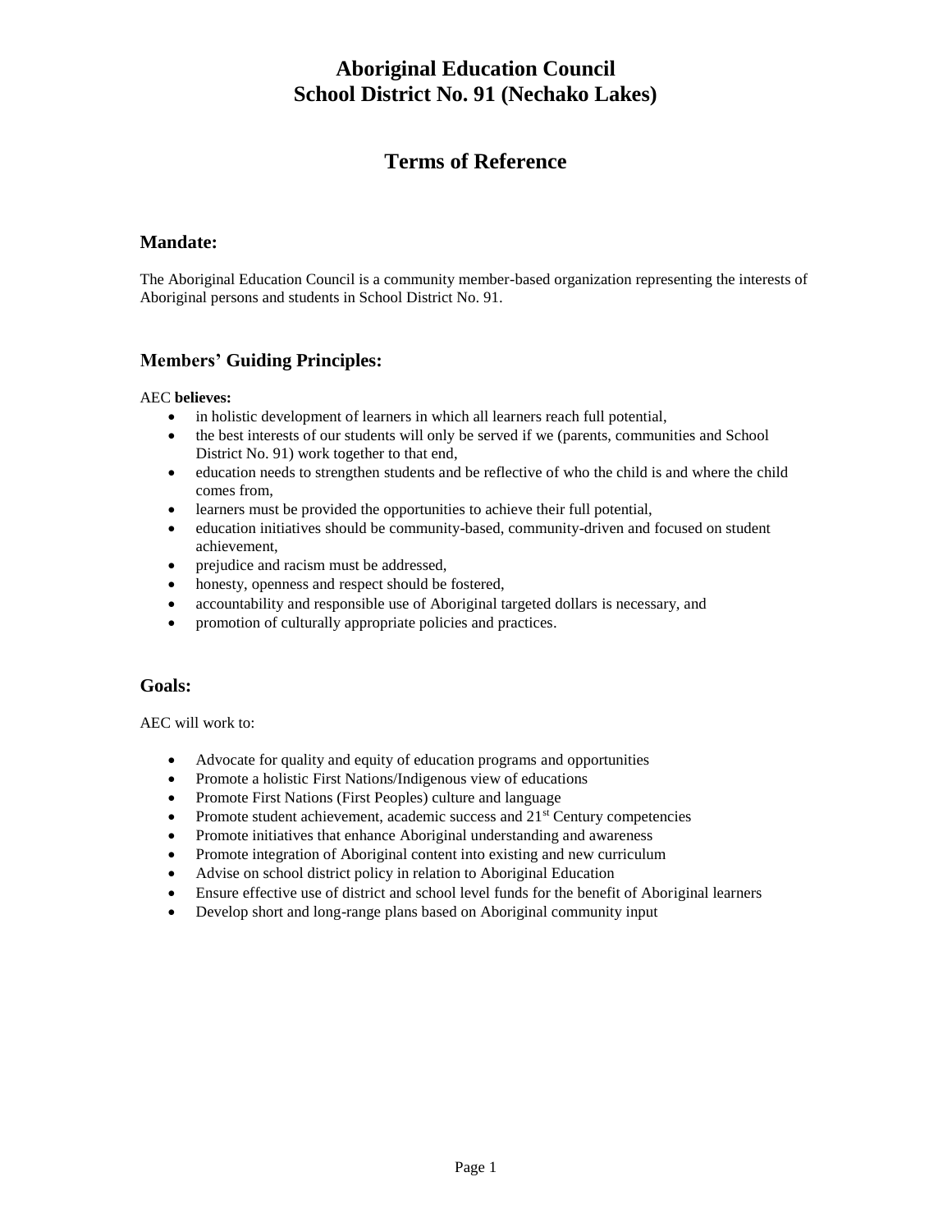# Aboriginal Education Council
# School District No. 91 (Nechako Lakes)

## Terms of Reference

### Mandate:

The Aboriginal Education Council is a community member-based organization representing the interests of Aboriginal persons and students in School District No. 91.

### Members' Guiding Principles:

AEC **believes:**

- in holistic development of learners in which all learners reach full potential,
- the best interests of our students will only be served if we (parents, communities and School District No. 91) work together to that end,
- education needs to strengthen students and be reflective of who the child is and where the child comes from,
- learners must be provided the opportunities to achieve their full potential,
- education initiatives should be community-based, community-driven and focused on student achievement,
- prejudice and racism must be addressed,
- honesty, openness and respect should be fostered,
- accountability and responsible use of Aboriginal targeted dollars is necessary, and
- promotion of culturally appropriate policies and practices.

### Goals:

AEC will work to:

- Advocate for quality and equity of education programs and opportunities
- Promote a holistic First Nations/Indigenous view of educations
- Promote First Nations (First Peoples) culture and language
- Promote student achievement, academic success and 21st Century competencies
- Promote initiatives that enhance Aboriginal understanding and awareness
- Promote integration of Aboriginal content into existing and new curriculum
- Advise on school district policy in relation to Aboriginal Education
- Ensure effective use of district and school level funds for the benefit of Aboriginal learners
- Develop short and long-range plans based on Aboriginal community input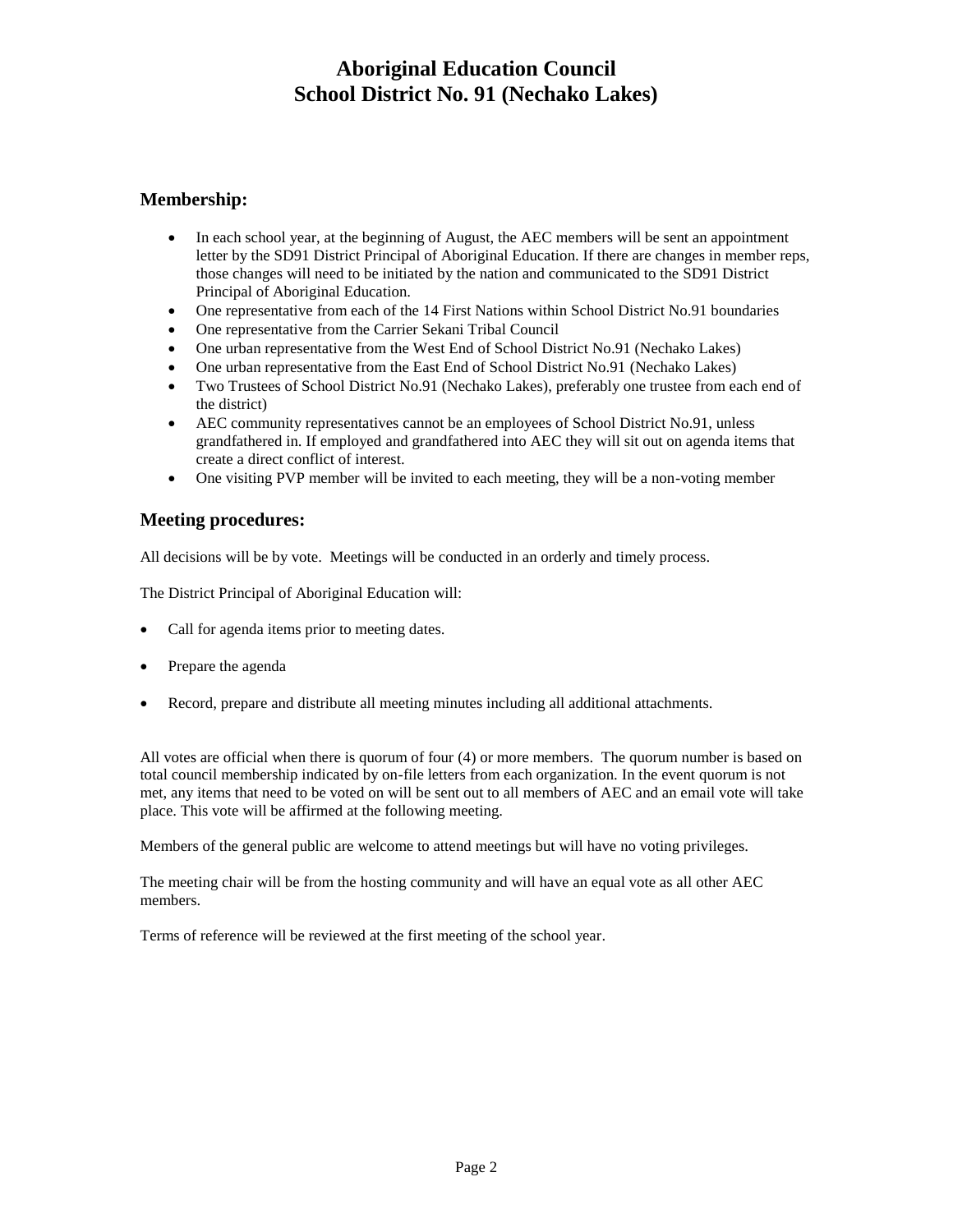# Aboriginal Education Council
# School District No. 91 (Nechako Lakes)

## Membership:

- In each school year, at the beginning of August, the AEC members will be sent an appointment letter by the SD91 District Principal of Aboriginal Education. If there are changes in member reps, those changes will need to be initiated by the nation and communicated to the SD91 District Principal of Aboriginal Education.
- One representative from each of the 14 First Nations within School District No.91 boundaries
- One representative from the Carrier Sekani Tribal Council
- One urban representative from the West End of School District No.91 (Nechako Lakes)
- One urban representative from the East End of School District No.91 (Nechako Lakes)
- Two Trustees of School District No.91 (Nechako Lakes), preferably one trustee from each end of the district)
- AEC community representatives cannot be an employees of School District No.91, unless grandfathered in. If employed and grandfathered into AEC they will sit out on agenda items that create a direct conflict of interest.
- One visiting PVP member will be invited to each meeting, they will be a non-voting member

## Meeting procedures:

All decisions will be by vote. Meetings will be conducted in an orderly and timely process.

The District Principal of Aboriginal Education will:

- Call for agenda items prior to meeting dates.
- Prepare the agenda
- Record, prepare and distribute all meeting minutes including all additional attachments.

All votes are official when there is quorum of four (4) or more members. The quorum number is based on total council membership indicated by on-file letters from each organization. In the event quorum is not met, any items that need to be voted on will be sent out to all members of AEC and an email vote will take place. This vote will be affirmed at the following meeting.

Members of the general public are welcome to attend meetings but will have no voting privileges.

The meeting chair will be from the hosting community and will have an equal vote as all other AEC members.

Terms of reference will be reviewed at the first meeting of the school year.